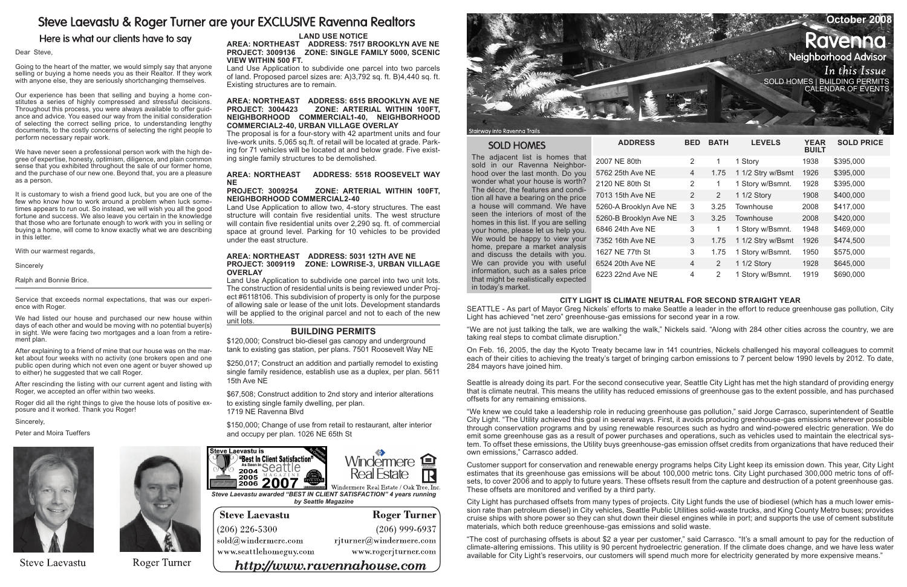# Steve Laevastu & Roger Turner are your EXCLUSIVE Ravenna Realtors

## Here is what our clients have to say

Dear Steve,

Going to the heart of the matter, we would simply say that anyone selling or buying a home needs you as their Realtor. If they work with anyone else, they are seriously shortchanging themselves.

Our experience has been that selling and buying a home constitutes a series of highly compressed and stressful decisions. Throughout this process, you were always available to offer guidance and advice. You eased our way from the initial consideration of selecting the correct selling price, to understanding lengthy documents, to the costly concerns of selecting the right people to perform necessary repair work.

We have never seen a professional person work with the high degree of expertise, honesty, optimism, diligence, and plain common sense that you exhibited throughout the sale of our former home, and the purchase of our new one. Beyond that, you are a pleasure as a person.

It is customary to wish a friend good luck, but you are one of the few who know how to work around a problem when luck sometimes appears to run out. So instead, we will wish you all the good fortune and success. We also leave you certain in the knowledge that those who are fortunate enough to work with you in selling or buying a home, will come to know exactly what we are describing in this letter.

With our warmest regards,

Sincerely

Ralph and Bonnie Brice.

---

Service that exceeds normal expectations, that was our experience with Roger.

We had listed our house and purchased our new house within days of each other and would be moving with no potential buyer(s) in sight. We were facing two mortgages and a loan from a retirement plan.

After explaining to a friend of mine that our house was on the market about four weeks with no activity (one brokers open and one public open during which not even one agent or buyer showed up to either) he suggested that we call Roger.

After rescinding the listing with our current agent and listing with Roger, we accepted an offer within two weeks.

Roger did all the right things to give the house lots of positive exposure and it worked. Thank you Roger!

Sincerely,

Peter and Moira Tueffers

Steve Laevastu

Roger Turner

## LAND USE NOTICE

**AREA: NORTHEAST ADDRESS: 7517 BROOKLYN AVE NE**
**PROJECT: 3009136 ZONE: SINGLE FAMILY 5000, SCENIC VIEW WITHIN 500 FT.**

Land Use Application to subdivide one parcel into two parcels of land. Proposed parcel sizes are: A)3,792 sq. ft. B)4,440 sq. ft. Existing structures are to remain.

**AREA: NORTHEAST ADDRESS: 6515 BROOKLYN AVE NE**
**PROJECT: 3004423 ZONE: ARTERIAL WITHIN 100FT, NEIGHBORHOOD COMMERCIAL1-40, NEIGHBORHOOD COMMERCIAL2-40, URBAN VILLAGE OVERLAY**

The proposal is for a four-story with 42 apartment units and four live-work units. 5,065 sq.ft. of retail will be located at grade. Parking for 71 vehicles will be located at and below grade. Five existing single family structures to be demolished.

**AREA: NORTHEAST ADDRESS: 5518 ROOSEVELT WAY NE**
**PROJECT: 3009254 ZONE: ARTERIAL WITHIN 100FT, NEIGHBORHOOD COMMERCIAL2-40**

Land Use Application to allow two, 4-story structures. The east structure will contain five residential units. The west structure will contain five residential units over 2,290 sq. ft. of commercial space at ground level. Parking for 10 vehicles to be provided under the east structure.

**AREA: NORTHEAST ADDRESS: 5031 12TH AVE NE**
**PROJECT: 3009119 ZONE: LOWRISE-3, URBAN VILLAGE OVERLAY**

Land Use Application to subdivide one parcel into two unit lots. The construction of residential units is being reviewed under Project #6118106. This subdivision of property is only for the purpose of allowing sale or lease of the unit lots. Development standards will be applied to the original parcel and not to each of the new unit lots.

## BUILDING PERMITS

$120,000; Construct bio-diesel gas canopy and underground tank to existing gas station, per plans. 7501 Roosevelt Way NE

$250,017; Construct an addition and partially remodel to existing single family residence, establish use as a duplex, per plan. 5611 15th Ave NE

$67,508; Construct addition to 2nd story and interior alterations to existing single family dwelling, per plan.
1719 NE Ravenna Blvd

$150,000; Change of use from retail to restaurant, alter interior and occupy per plan. 1026 NE 65th St

Steve Laevastu is "Best In Client Satisfaction" As Seen In Seattle Magazine 2004 2005 2006 2007

Windermere Real Estate / Oak Tree, Inc.

*Steve Laevastu awarded "BEST IN CLIENT SATISFACTION" 4 years running by Seattle Magazine*

| Steve Laevastu | Roger Turner |
|---|---|
| (206) 226-5300 | (206) 999-6937 |
| sold@windermere.com | rjturner@windermere.com |
| www.seattlehomeguy.com | www.rogerjturner.com |

*http://www.ravennahouse.com*

October 2008

# Ravenna Neighborhood Advisor

*In this Issue*
SOLD HOMES | BUILDING PERMITS
CALENDAR OF EVENTS

Stairway into Ravenna Trails

## SOLD HOMES

The adjacent list is homes that sold in our Ravenna Neighborhood over the last month. Do you wonder what your house is worth? The décor, the features and condition all have a bearing on the price a house will command. We have seen the interiors of most of the homes in this list. If you are selling your home, please let us help you. We would be happy to view your home, prepare a market analysis and discuss the details with you. We can provide you with useful information, such as a sales price that might be realistically expected in today's market.

| ADDRESS | BED | BATH | LEVELS | YEAR BUILT | SOLD PRICE |
|---|---|---|---|---|---|
| 2007 NE 80th | 2 | 1 | 1 Story | 1938 | $395,000 |
| 5762 25th Ave NE | 4 | 1.75 | 1 1/2 Stry w/Bsmt | 1926 | $395,000 |
| 2120 NE 80th St | 2 | 1 | 1 Story w/Bsmnt. | 1928 | $395,000 |
| 7013 15th Ave NE | 2 | 2 | 1 1/2 Story | 1908 | $400,000 |
| 5260-A Brooklyn Ave NE | 3 | 3.25 | Townhouse | 2008 | $417,000 |
| 5260-B Brooklyn Ave NE | 3 | 3.25 | Townhouse | 2008 | $420,000 |
| 6846 24th Ave NE | 3 | 1 | 1 Story w/Bsmnt. | 1948 | $469,000 |
| 7352 16th Ave NE | 3 | 1.75 | 1 1/2 Stry w/Bsmt | 1926 | $474,500 |
| 1627 NE 77th St | 3 | 1.75 | 1 Story w/Bsmnt. | 1950 | $575,000 |
| 6524 20th Ave NE | 4 | 2 | 1 1/2 Story | 1928 | $645,000 |
| 6223 22nd Ave NE | 4 | 2 | 1 Story w/Bsmnt. | 1919 | $690,000 |

## CITY LIGHT IS CLIMATE NEUTRAL FOR SECOND STRAIGHT YEAR

SEATTLE - As part of Mayor Greg Nickels' efforts to make Seattle a leader in the effort to reduce greenhouse gas pollution, City Light has achieved "net zero" greenhouse-gas emissions for second year in a row.

"We are not just talking the talk, we are walking the walk," Nickels said. "Along with 284 other cities across the country, we are taking real steps to combat climate disruption."

On Feb. 16, 2005, the day the Kyoto Treaty became law in 141 countries, Nickels challenged his mayoral colleagues to commit each of their cities to achieving the treaty's target of bringing carbon emissions to 7 percent below 1990 levels by 2012. To date, 284 mayors have joined him.

Seattle is already doing its part. For the second consecutive year, Seattle City Light has met the high standard of providing energy that is climate neutral. This means the utility has reduced emissions of greenhouse gas to the extent possible, and has purchased offsets for any remaining emissions.

"We knew we could take a leadership role in reducing greenhouse gas pollution," said Jorge Carrasco, superintendent of Seattle City Light. "The Utility achieved this goal in several ways. First, it avoids producing greenhouse-gas emissions wherever possible through conservation programs and by using renewable resources such as hydro and wind-powered electric generation. We do emit some greenhouse gas as a result of power purchases and operations, such as vehicles used to maintain the electrical system. To offset these emissions, the Utility buys greenhouse-gas emission offset credits from organizations that have reduced their own emissions," Carrasco added.

Customer support for conservation and renewable energy programs helps City Light keep its emission down. This year, City Light estimates that its greenhouse gas emissions will be about 100,000 metric tons. City Light purchased 300,000 metric tons of offsets, to cover 2006 and to apply to future years. These offsets result from the capture and destruction of a potent greenhouse gas. These offsets are monitored and verified by a third party.

City Light has purchased offsets from many types of projects. City Light funds the use of biodiesel (which has a much lower emission rate than petroleum diesel) in City vehicles, Seattle Public Utilities solid-waste trucks, and King County Metro buses; provides cruise ships with shore power so they can shut down their diesel engines while in port; and supports the use of cement substitute materials, which both reduce greenhouse-gas emissions and solid waste.

"The cost of purchasing offsets is about $2 a year per customer," said Carrasco. "It's a small amount to pay for the reduction of climate-altering emissions. This utility is 90 percent hydroelectric generation. If the climate does change, and we have less water available for City Light's reservoirs, our customers will spend much more for electricity generated by more expensive means."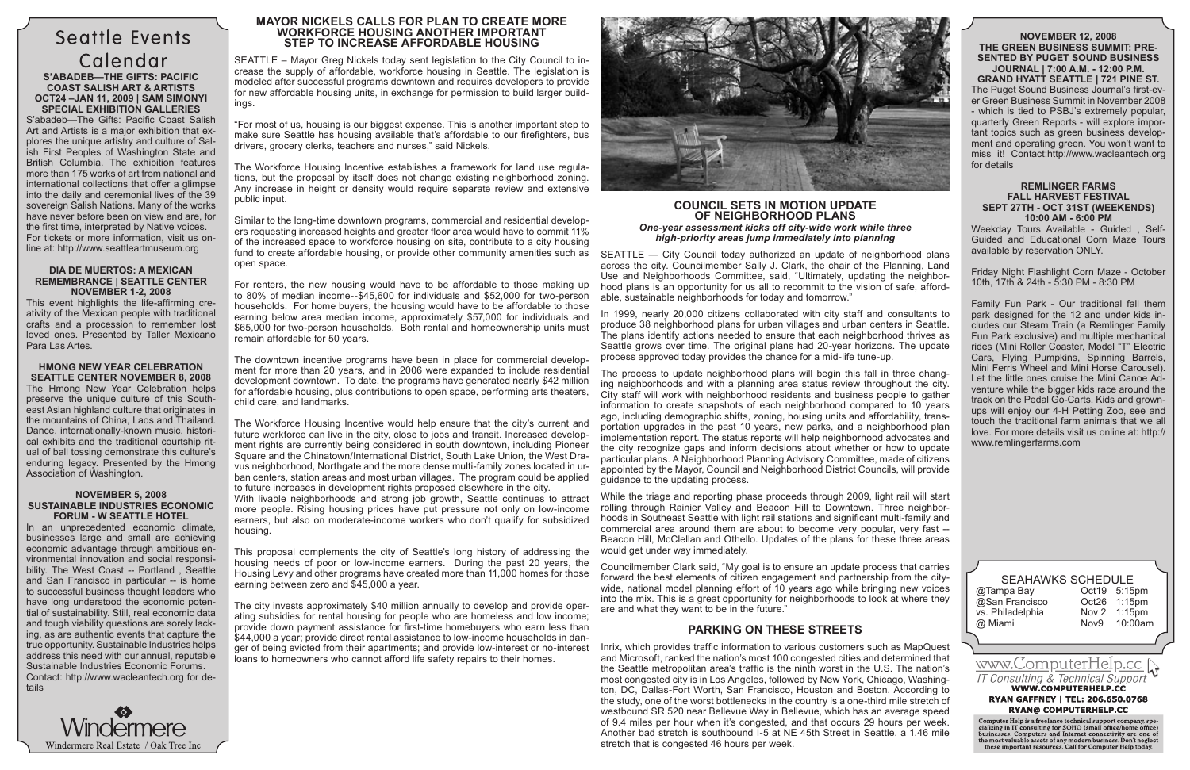# Seattle Events Calendar

### S'ABADEB—THE GIFTS: PACIFIC COAST SALISH ART & ARTISTS OCT24 –JAN 11, 2009 | SAM SIMONYI SPECIAL EXHIBITION GALLERIES

S'abadeb—The Gifts: Pacific Coast Salish Art and Artists is a major exhibition that explores the unique artistry and culture of Salish First Peoples of Washington State and British Columbia. The exhibition features more than 175 works of art from national and international collections that offer a glimpse into the daily and ceremonial lives of the 39 sovereign Salish Nations. Many of the works have never before been on view and are, for the first time, interpreted by Native voices. For tickets or more information, visit us online at: http://www.seattleartmuseum.org

### DIA DE MUERTOS: A MEXICAN REMEMBRANCE | SEATTLE CENTER NOVEMBER 1-2, 2008

This event highlights the life-affirming creativity of the Mexican people with traditional crafts and a procession to remember lost loved ones. Presented by Taller Mexicano Para Las Artes.

### HMONG NEW YEAR CELEBRATION SEATTLE CENTER NOVEMBER 8, 2008

The Hmong New Year Celebration helps preserve the unique culture of this Southeast Asian highland culture that originates in the mountains of China, Laos and Thailand. Dance, internationally-known music, historical exhibits and the traditional courtship ritual of ball tossing demonstrate this culture's enduring legacy. Presented by the Hmong Association of Washington.

### NOVEMBER 5, 2008 SUSTAINABLE INDUSTRIES ECONOMIC FORUM - W SEATTLE HOTEL

In an unprecedented economic climate, businesses large and small are achieving economic advantage through ambitious environmental innovation and social responsibility. The West Coast -- Portland , Seattle and San Francisco in particular -- is home to successful business thought leaders who have long understood the economic potential of sustainability. Still, real economic data and tough viability questions are sorely lacking, as are authentic events that capture the true opportunity. Sustainable Industries helps address this need with our annual, reputable Sustainable Industries Economic Forums. Contact: http://www.wacleantech.org for details

Windermere

Windermere Real Estate / Oak Tree Inc

## MAYOR NICKELS CALLS FOR PLAN TO CREATE MORE WORKFORCE HOUSING ANOTHER IMPORTANT STEP TO INCREASE AFFORDABLE HOUSING

SEATTLE – Mayor Greg Nickels today sent legislation to the City Council to increase the supply of affordable, workforce housing in Seattle. The legislation is modeled after successful programs downtown and requires developers to provide for new affordable housing units, in exchange for permission to build larger buildings.

"For most of us, housing is our biggest expense. This is another important step to make sure Seattle has housing available that's affordable to our firefighters, bus drivers, grocery clerks, teachers and nurses," said Nickels.

The Workforce Housing Incentive establishes a framework for land use regulations, but the proposal by itself does not change existing neighborhood zoning. Any increase in height or density would require separate review and extensive public input.

Similar to the long-time downtown programs, commercial and residential developers requesting increased heights and greater floor area would have to commit 11% of the increased space to workforce housing on site, contribute to a city housing fund to create affordable housing, or provide other community amenities such as open space.

For renters, the new housing would have to be affordable to those making up to 80% of median income--$45,600 for individuals and $52,000 for two-person households. For home buyers, the housing would have to be affordable to those earning below area median income, approximately $57,000 for individuals and $65,000 for two-person households. Both rental and homeownership units must remain affordable for 50 years.

The downtown incentive programs have been in place for commercial development for more than 20 years, and in 2006 were expanded to include residential development downtown. To date, the programs have generated nearly $42 million for affordable housing, plus contributions to open space, performing arts theaters, child care, and landmarks.

The Workforce Housing Incentive would help ensure that the city's current and future workforce can live in the city, close to jobs and transit. Increased development rights are currently being considered in south downtown, including Pioneer Square and the Chinatown/International District, South Lake Union, the West Dravus neighborhood, Northgate and the more dense multi-family zones located in urban centers, station areas and most urban villages. The program could be applied to future increases in development rights proposed elsewhere in the city.

With livable neighborhoods and strong job growth, Seattle continues to attract more people. Rising housing prices have put pressure not only on low-income earners, but also on moderate-income workers who don't qualify for subsidized housing.

This proposal complements the city of Seattle's long history of addressing the housing needs of poor or low-income earners. During the past 20 years, the Housing Levy and other programs have created more than 11,000 homes for those earning between zero and $45,000 a year.

The city invests approximately $40 million annually to develop and provide operating subsidies for rental housing for people who are homeless and low income; provide down payment assistance for first-time homebuyers who earn less than $44,000 a year; provide direct rental assistance to low-income households in danger of being evicted from their apartments; and provide low-interest or no-interest loans to homeowners who cannot afford life safety repairs to their homes.

## COUNCIL SETS IN MOTION UPDATE OF NEIGHBORHOOD PLANS

***One-year assessment kicks off city-wide work while three high-priority areas jump immediately into planning***

SEATTLE — City Council today authorized an update of neighborhood plans across the city. Councilmember Sally J. Clark, the chair of the Planning, Land Use and Neighborhoods Committee, said, "Ultimately, updating the neighborhood plans is an opportunity for us all to recommit to the vision of safe, affordable, sustainable neighborhoods for today and tomorrow."

In 1999, nearly 20,000 citizens collaborated with city staff and consultants to produce 38 neighborhood plans for urban villages and urban centers in Seattle. The plans identify actions needed to ensure that each neighborhood thrives as Seattle grows over time. The original plans had 20-year horizons. The update process approved today provides the chance for a mid-life tune-up.

The process to update neighborhood plans will begin this fall in three changing neighborhoods and with a planning area status review throughout the city. City staff will work with neighborhood residents and business people to gather information to create snapshots of each neighborhood compared to 10 years ago, including demographic shifts, zoning, housing units and affordability, transportation upgrades in the past 10 years, new parks, and a neighborhood plan implementation report. The status reports will help neighborhood advocates and the city recognize gaps and inform decisions about whether or how to update particular plans. A Neighborhood Planning Advisory Committee, made of citizens appointed by the Mayor, Council and Neighborhood District Councils, will provide guidance to the updating process.

While the triage and reporting phase proceeds through 2009, light rail will start rolling through Rainier Valley and Beacon Hill to Downtown. Three neighborhoods in Southeast Seattle with light rail stations and significant multi-family and commercial area around them are about to become very popular, very fast -- Beacon Hill, McClellan and Othello. Updates of the plans for these three areas would get under way immediately.

Councilmember Clark said, "My goal is to ensure an update process that carries forward the best elements of citizen engagement and partnership from the city-wide, national model planning effort of 10 years ago while bringing new voices into the mix. This is a great opportunity for neighborhoods to look at where they are and what they want to be in the future."

## PARKING ON THESE STREETS

Inrix, which provides traffic information to various customers such as MapQuest and Microsoft, ranked the nation's most 100 congested cities and determined that the Seattle metropolitan area's traffic is the ninth worst in the U.S. The nation's most congested city is in Los Angeles, followed by New York, Chicago, Washington, DC, Dallas-Fort Worth, San Francisco, Houston and Boston. According to the study, one of the worst bottlenecks in the country is a one-third mile stretch of westbound SR 520 near Bellevue Way in Bellevue, which has an average speed of 9.4 miles per hour when it's congested, and that occurs 29 hours per week. Another bad stretch is southbound I-5 at NE 45th Street in Seattle, a 1.46 mile stretch that is congested 46 hours per week.

### NOVEMBER 12, 2008 THE GREEN BUSINESS SUMMIT: PRESENTED BY PUGET SOUND BUSINESS JOURNAL | 7:00 A.M. - 12:00 P.M. GRAND HYATT SEATTLE | 721 PINE ST.

The Puget Sound Business Journal's first-ever Green Business Summit in November 2008 - which is tied to PSBJ's extremely popular, quarterly Green Reports - will explore important topics such as green business development and operating green. You won't want to miss it! Contact:http://www.wacleantech.org for details

### REMLINGER FARMS FALL HARVEST FESTIVAL SEPT 27TH - OCT 31ST (WEEKENDS) 10:00 AM - 6:00 PM

Weekday Tours Available - Guided , Self-Guided and Educational Corn Maze Tours available by reservation ONLY.

Friday Night Flashlight Corn Maze - October 10th, 17th & 24th - 5:30 PM - 8:30 PM

Family Fun Park - Our traditional fall them park designed for the 12 and under kids includes our Steam Train (a Remlinger Family Fun Park exclusive) and multiple mechanical rides (Mini Roller Coaster, Model "T" Electric Cars, Flying Pumpkins, Spinning Barrels, Mini Ferris Wheel and Mini Horse Carousel). Let the little ones cruise the Mini Canoe Adventure while the bigger kids race around the track on the Pedal Go-Carts. Kids and grown-ups will enjoy our 4-H Petting Zoo, see and touch the traditional farm animals that we all love. For more details visit us online at: http://www.remlingerfarms.com

### SEAHAWKS SCHEDULE

| | | |
|---|---|---|
| @Tampa Bay | Oct19 | 5:15pm |
| @San Francisco | Oct26 | 1:15pm |
| vs. Philadelphia | Nov 2 | 1:15pm |
| @ Miami | Nov9 | 10:00am |

www.ComputerHelp.cc

*IT Consulting & Technical Support*

**WWW.COMPUTERHELP.CC**

**RYAN GAFFNEY | TEL: 206.650.0768**

**RYAN@ COMPUTERHELP.CC**

Computer Help is a freelance technical support company specializing in IT consulting for SOHO (small office/home office) businesses. Computers and Internet connectivity are one of the most valuable assets of any modern business. Don't neglect these important resources. Call for Computer Help today.